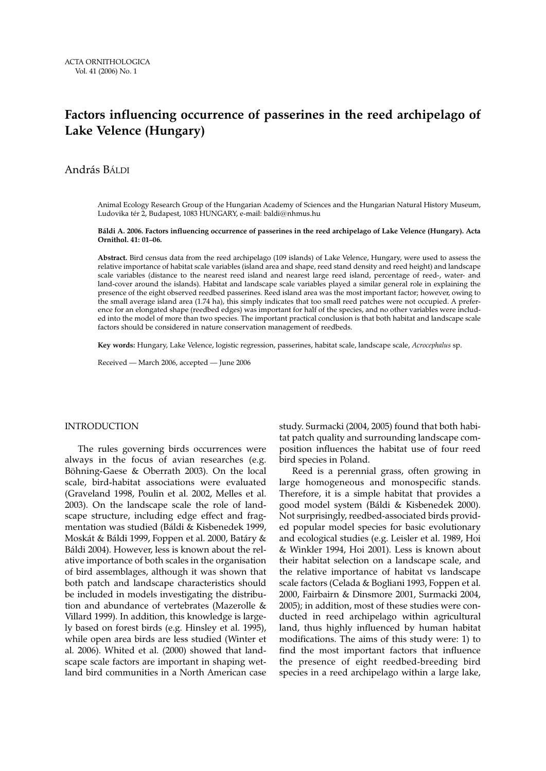# Factors influencing occurrence of passerines in the reed archipelago of Lake Velence (Hungary)

András BÁLDI

Animal Ecology Research Group of the Hungarian Academy of Sciences and the Hungarian Natural History Museum, Ludovika tér 2, Budapest, 1083 HUNGARY, e-mail: baldi@nhmus.hu

**Báldi A. 2006. Factors influencing occurrence of passerines in the reed archipelago of Lake Velence (Hungary). Acta Ornithol. 41: 01–06.**

**Abstract.** Bird census data from the reed archipelago (109 islands) of Lake Velence, Hungary, were used to assess the relative importance of habitat scale variables (island area and shape, reed stand density and reed height) and landscape scale variables (distance to the nearest reed island and nearest large reed island, percentage of reed-, water- and land-cover around the islands). Habitat and landscape scale variables played a similar general role in explaining the presence of the eight observed reedbed passerines. Reed island area was the most important factor; however, owing to the small average island area (1.74 ha), this simply indicates that too small reed patches were not occupied. A preference for an elongated shape (reedbed edges) was important for half of the species, and no other variables were included into the model of more than two species. The important practical conclusion is that both habitat and landscape scale factors should be considered in nature conservation management of reedbeds.

**Key words:** Hungary, Lake Velence, logistic regression, passerines, habitat scale, landscape scale, *Acrocephalus* sp.

Received — March 2006, accepted — June 2006

## INTRODUCTION

The rules governing birds occurrences were always in the focus of avian researches (e.g. Böhning-Gaese & Oberrath 2003). On the local scale, bird-habitat associations were evaluated (Graveland 1998, Poulin et al. 2002, Melles et al. 2003). On the landscape scale the role of landscape structure, including edge effect and fragmentation was studied (Báldi & Kisbenedek 1999, Moskát & Báldi 1999, Foppen et al. 2000, Batáry & Báldi 2004). However, less is known about the relative importance of both scales in the organisation of bird assemblages, although it was shown that both patch and landscape characteristics should be included in models investigating the distribution and abundance of vertebrates (Mazerolle & Villard 1999). In addition, this knowledge is largely based on forest birds (e.g. Hinsley et al. 1995), while open area birds are less studied (Winter et al. 2006). Whited et al. (2000) showed that landscape scale factors are important in shaping wetland bird communities in a North American case study. Surmacki (2004, 2005) found that both habitat patch quality and surrounding landscape composition influences the habitat use of four reed bird species in Poland.

Reed is a perennial grass, often growing in large homogeneous and monospecific stands. Therefore, it is a simple habitat that provides a good model system (Báldi & Kisbenedek 2000). Not surprisingly, reedbed-associated birds provided popular model species for basic evolutionary and ecological studies (e.g. Leisler et al. 1989, Hoi & Winkler 1994, Hoi 2001). Less is known about their habitat selection on a landscape scale, and the relative importance of habitat vs landscape scale factors (Celada & Bogliani 1993, Foppen et al. 2000, Fairbairn & Dinsmore 2001, Surmacki 2004, 2005); in addition, most of these studies were conducted in reed archipelago within agricultural land, thus highly influenced by human habitat modifications. The aims of this study were: 1) to find the most important factors that influence the presence of eight reedbed-breeding bird species in a reed archipelago within a large lake,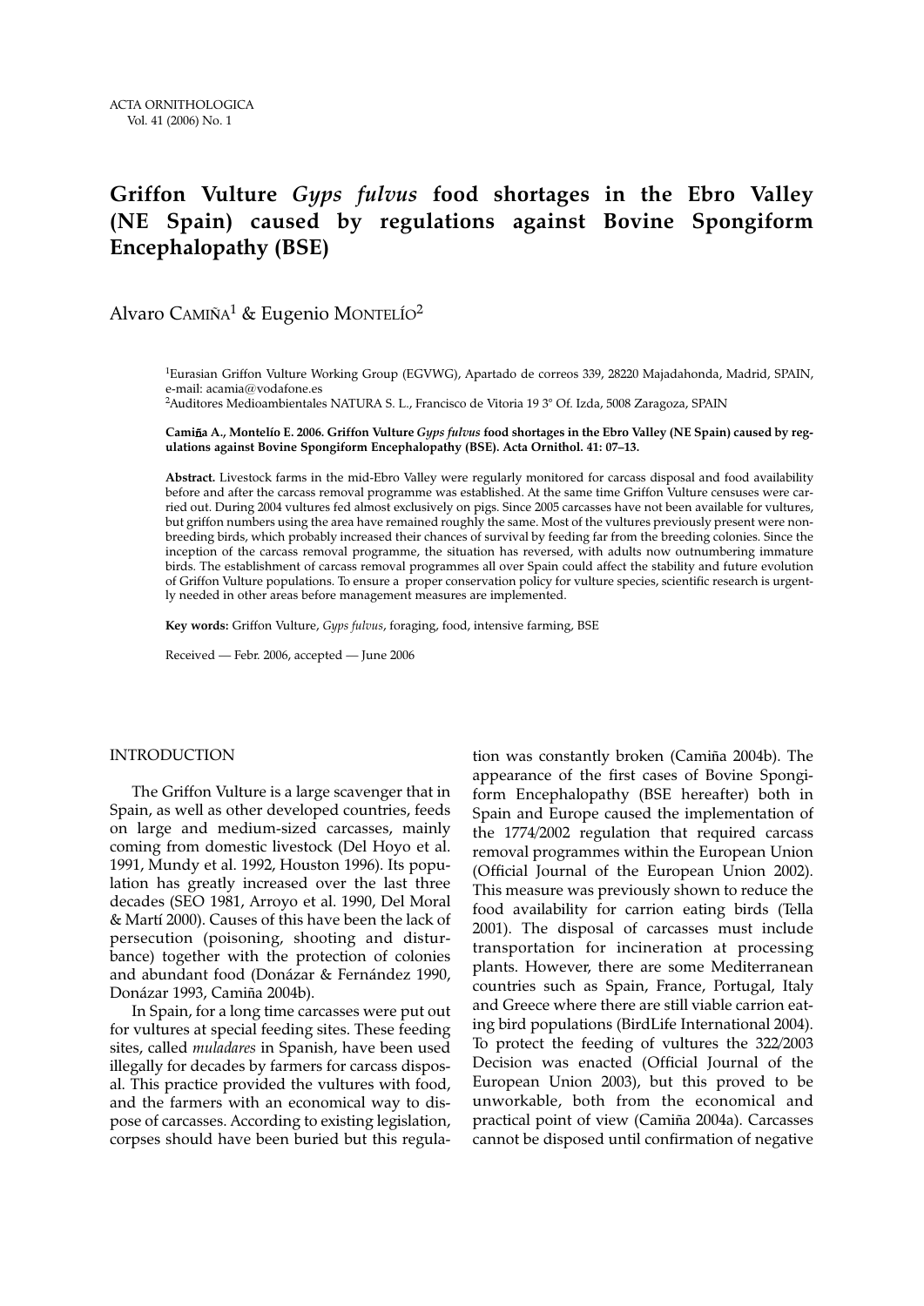# Griffon Vulture *Gyps fulvus* food shortages in the Ebro Valley (NE Spain) caused by regulations against Bovine Spongiform Encephalopathy (BSE)

Alvaro Camiña[1] & Eugenio Montelío[2]

[1]Eurasian Griffon Vulture Working Group (EGVWG), Apartado de correos 339, 28220 Majadahonda, Madrid, SPAIN, e-mail: acamia@vodafone.es

[2]Auditores Medioambientales NATURA S. L., Francisco de Vitoria 19 3° Of. Izda, 5008 Zaragoza, SPAIN

**Camiña A., Montelío E. 2006. Griffon Vulture *Gyps fulvus* food shortages in the Ebro Valley (NE Spain) caused by regulations against Bovine Spongiform Encephalopathy (BSE). Acta Ornithol. 41: 07–13.**

**Abstract.** Livestock farms in the mid-Ebro Valley were regularly monitored for carcass disposal and food availability before and after the carcass removal programme was established. At the same time Griffon Vulture censuses were carried out. During 2004 vultures fed almost exclusively on pigs. Since 2005 carcasses have not been available for vultures, but griffon numbers using the area have remained roughly the same. Most of the vultures previously present were non-breeding birds, which probably increased their chances of survival by feeding far from the breeding colonies. Since the inception of the carcass removal programme, the situation has reversed, with adults now outnumbering immature birds. The establishment of carcass removal programmes all over Spain could affect the stability and future evolution of Griffon Vulture populations. To ensure a proper conservation policy for vulture species, scientific research is urgently needed in other areas before management measures are implemented.

**Key words:** Griffon Vulture, *Gyps fulvus*, foraging, food, intensive farming, BSE

Received — Febr. 2006, accepted — June 2006

## INTRODUCTION

The Griffon Vulture is a large scavenger that in Spain, as well as other developed countries, feeds on large and medium-sized carcasses, mainly coming from domestic livestock (Del Hoyo et al. 1991, Mundy et al. 1992, Houston 1996). Its population has greatly increased over the last three decades (SEO 1981, Arroyo et al. 1990, Del Moral & Martí 2000). Causes of this have been the lack of persecution (poisoning, shooting and disturbance) together with the protection of colonies and abundant food (Donázar & Fernández 1990, Donázar 1993, Camiña 2004b).

In Spain, for a long time carcasses were put out for vultures at special feeding sites. These feeding sites, called *muladares* in Spanish, have been used illegally for decades by farmers for carcass disposal. This practice provided the vultures with food, and the farmers with an economical way to dispose of carcasses. According to existing legislation, corpses should have been buried but this regulation was constantly broken (Camiña 2004b). The appearance of the first cases of Bovine Spongiform Encephalopathy (BSE hereafter) both in Spain and Europe caused the implementation of the 1774/2002 regulation that required carcass removal programmes within the European Union (Official Journal of the European Union 2002). This measure was previously shown to reduce the food availability for carrion eating birds (Tella 2001). The disposal of carcasses must include transportation for incineration at processing plants. However, there are some Mediterranean countries such as Spain, France, Portugal, Italy and Greece where there are still viable carrion eating bird populations (BirdLife International 2004). To protect the feeding of vultures the 322/2003 Decision was enacted (Official Journal of the European Union 2003), but this proved to be unworkable, both from the economical and practical point of view (Camiña 2004a). Carcasses cannot be disposed until confirmation of negative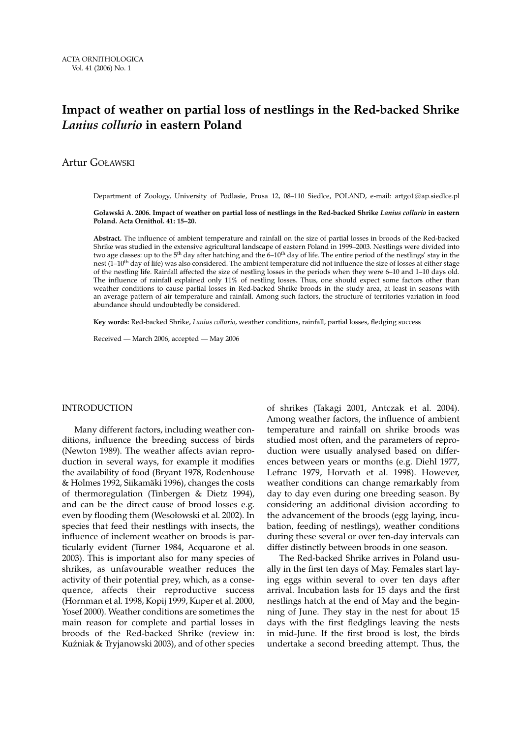# Impact of weather on partial loss of nestlings in the Red-backed Shrike *Lanius collurio* in eastern Poland

Artur GOŁAWSKI

Department of Zoology, University of Podlasie, Prusa 12, 08–110 Siedlce, POLAND, e-mail: artgo1@ap.siedlce.pl

**Goławski A. 2006. Impact of weather on partial loss of nestlings in the Red-backed Shrike *Lanius collurio* in eastern Poland. Acta Ornithol. 41: 15–20.**

**Abstract.** The influence of ambient temperature and rainfall on the size of partial losses in broods of the Red-backed Shrike was studied in the extensive agricultural landscape of eastern Poland in 1999–2003. Nestlings were divided into two age classes: up to the 5th day after hatching and the 6–10th day of life. The entire period of the nestlings' stay in the nest (1–10th day of life) was also considered. The ambient temperature did not influence the size of losses at either stage of the nestling life. Rainfall affected the size of nestling losses in the periods when they were 6–10 and 1–10 days old. The influence of rainfall explained only 11% of nestling losses. Thus, one should expect some factors other than weather conditions to cause partial losses in Red-backed Shrike broods in the study area, at least in seasons with an average pattern of air temperature and rainfall. Among such factors, the structure of territories variation in food abundance should undoubtedly be considered.

**Key words:** Red-backed Shrike, *Lanius collurio*, weather conditions, rainfall, partial losses, fledging success

Received — March 2006, accepted — May 2006

## INTRODUCTION

Many different factors, including weather conditions, influence the breeding success of birds (Newton 1989). The weather affects avian reproduction in several ways, for example it modifies the availability of food (Bryant 1978, Rodenhouse & Holmes 1992, Siikamäki 1996), changes the costs of thermoregulation (Tinbergen & Dietz 1994), and can be the direct cause of brood losses e.g. even by flooding them (Wesołowski et al. 2002). In species that feed their nestlings with insects, the influence of inclement weather on broods is particularly evident (Turner 1984, Acquarone et al. 2003). This is important also for many species of shrikes, as unfavourable weather reduces the activity of their potential prey, which, as a consequence, affects their reproductive success (Hornman et al. 1998, Kopij 1999, Kuper et al. 2000, Yosef 2000). Weather conditions are sometimes the main reason for complete and partial losses in broods of the Red-backed Shrike (review in: Kuźniak & Tryjanowski 2003), and of other species of shrikes (Takagi 2001, Antczak et al. 2004). Among weather factors, the influence of ambient temperature and rainfall on shrike broods was studied most often, and the parameters of reproduction were usually analysed based on differences between years or months (e.g. Diehl 1977, Lefranc 1979, Horvath et al. 1998). However, weather conditions can change remarkably from day to day even during one breeding season. By considering an additional division according to the advancement of the broods (egg laying, incubation, feeding of nestlings), weather conditions during these several or over ten-day intervals can differ distinctly between broods in one season.

The Red-backed Shrike arrives in Poland usually in the first ten days of May. Females start laying eggs within several to over ten days after arrival. Incubation lasts for 15 days and the first nestlings hatch at the end of May and the beginning of June. They stay in the nest for about 15 days with the first fledglings leaving the nests in mid-June. If the first brood is lost, the birds undertake a second breeding attempt. Thus, the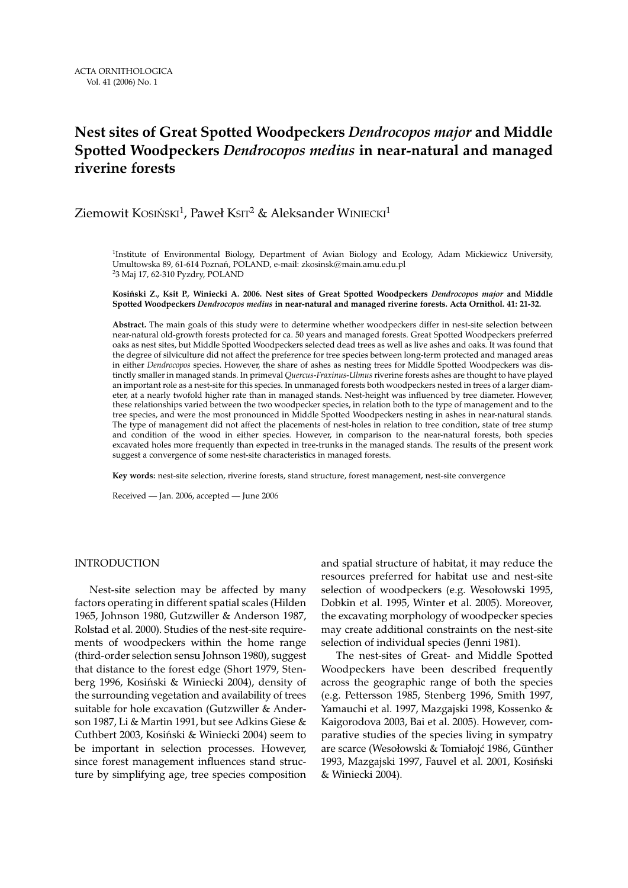# Nest sites of Great Spotted Woodpeckers *Dendrocopos major* and Middle Spotted Woodpeckers *Dendrocopos medius* in near-natural and managed riverine forests

Ziemowit Kosiński[1], Paweł Ksit[2] & Aleksander Winiecki[1]

[1]Institute of Environmental Biology, Department of Avian Biology and Ecology, Adam Mickiewicz University, Umultowska 89, 61-614 Poznań, POLAND, e-mail: zkosinsk@main.amu.edu.pl
[2]3 Maj 17, 62-310 Pyzdry, POLAND

**Kosiński Z., Ksit P., Winiecki A. 2006. Nest sites of Great Spotted Woodpeckers *Dendrocopos major* and Middle Spotted Woodpeckers *Dendrocopos medius* in near-natural and managed riverine forests. Acta Ornithol. 41: 21-32.**

**Abstract.** The main goals of this study were to determine whether woodpeckers differ in nest-site selection between near-natural old-growth forests protected for ca. 50 years and managed forests. Great Spotted Woodpeckers preferred oaks as nest sites, but Middle Spotted Woodpeckers selected dead trees as well as live ashes and oaks. It was found that the degree of silviculture did not affect the preference for tree species between long-term protected and managed areas in either *Dendrocopos* species. However, the share of ashes as nesting trees for Middle Spotted Woodpeckers was distinctly smaller in managed stands. In primeval *Quercus-Fraxinus-Ulmus* riverine forests ashes are thought to have played an important role as a nest-site for this species. In unmanaged forests both woodpeckers nested in trees of a larger diameter, at a nearly twofold higher rate than in managed stands. Nest-height was influenced by tree diameter. However, these relationships varied between the two woodpecker species, in relation both to the type of management and to the tree species, and were the most pronounced in Middle Spotted Woodpeckers nesting in ashes in near-natural stands. The type of management did not affect the placements of nest-holes in relation to tree condition, state of tree stump and condition of the wood in either species. However, in comparison to the near-natural forests, both species excavated holes more frequently than expected in tree-trunks in the managed stands. The results of the present work suggest a convergence of some nest-site characteristics in managed forests.

**Key words:** nest-site selection, riverine forests, stand structure, forest management, nest-site convergence

Received — Jan. 2006, accepted — June 2006

## INTRODUCTION

Nest-site selection may be affected by many factors operating in different spatial scales (Hilden 1965, Johnson 1980, Gutzwiller & Anderson 1987, Rolstad et al. 2000). Studies of the nest-site requirements of woodpeckers within the home range (third-order selection sensu Johnson 1980), suggest that distance to the forest edge (Short 1979, Stenberg 1996, Kosiński & Winiecki 2004), density of the surrounding vegetation and availability of trees suitable for hole excavation (Gutzwiller & Anderson 1987, Li & Martin 1991, but see Adkins Giese & Cuthbert 2003, Kosiński & Winiecki 2004) seem to be important in selection processes. However, since forest management influences stand structure by simplifying age, tree species composition and spatial structure of habitat, it may reduce the resources preferred for habitat use and nest-site selection of woodpeckers (e.g. Wesołowski 1995, Dobkin et al. 1995, Winter et al. 2005). Moreover, the excavating morphology of woodpecker species may create additional constraints on the nest-site selection of individual species (Jenni 1981).

The nest-sites of Great- and Middle Spotted Woodpeckers have been described frequently across the geographic range of both the species (e.g. Pettersson 1985, Stenberg 1996, Smith 1997, Yamauchi et al. 1997, Mazgajski 1998, Kossenko & Kaigorodova 2003, Bai et al. 2005). However, comparative studies of the species living in sympatry are scarce (Wesołowski & Tomiałojć 1986, Günther 1993, Mazgajski 1997, Fauvel et al. 2001, Kosiński & Winiecki 2004).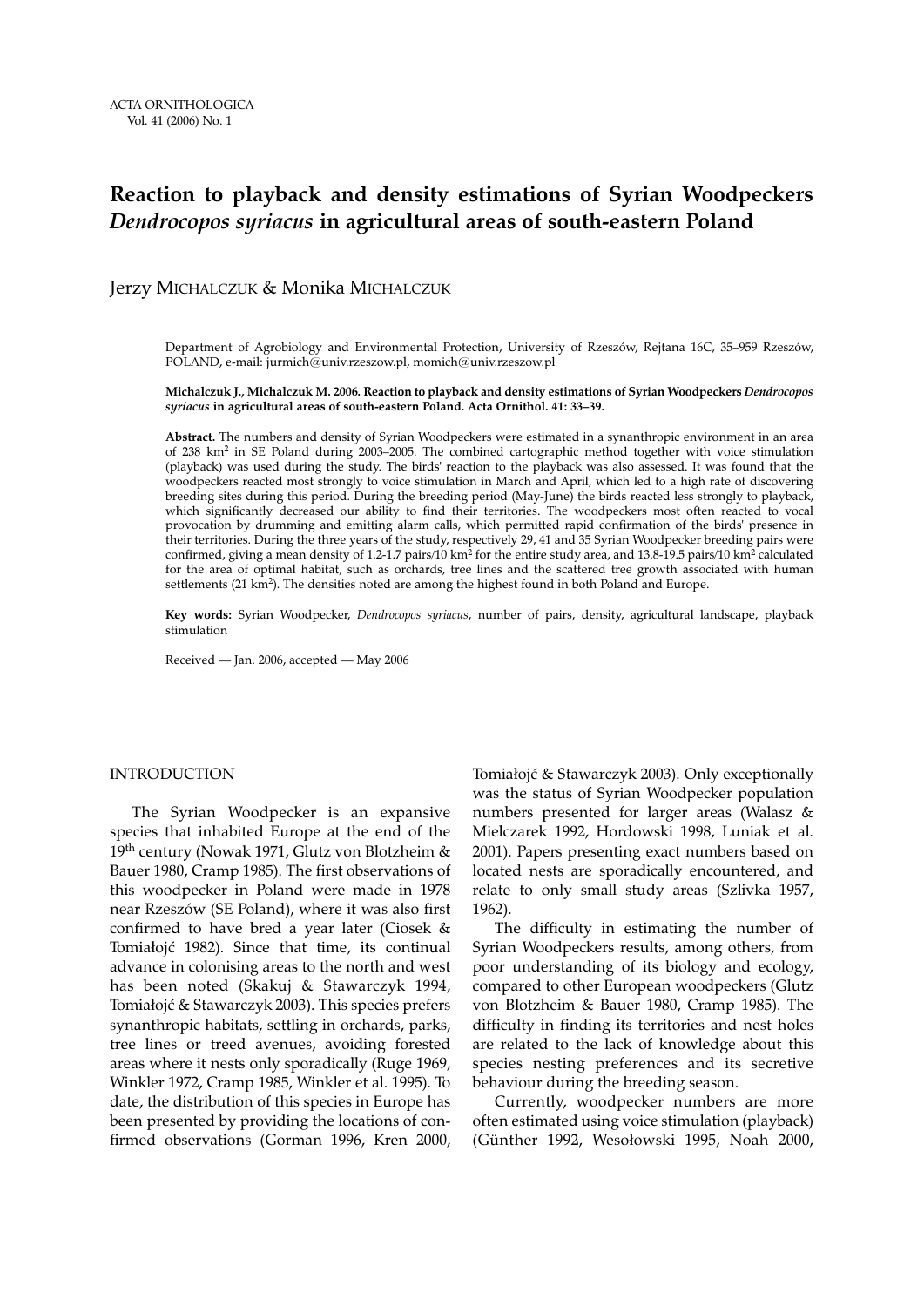# Reaction to playback and density estimations of Syrian Woodpeckers *Dendrocopos syriacus* in agricultural areas of south-eastern Poland

Jerzy Michalczuk & Monika Michalczuk

Department of Agrobiology and Environmental Protection, University of Rzeszów, Rejtana 16C, 35–959 Rzeszów, POLAND, e-mail: jurmich@univ.rzeszow.pl, momich@univ.rzeszow.pl

**Michalczuk J., Michalczuk M. 2006. Reaction to playback and density estimations of Syrian Woodpeckers *Dendrocopos syriacus* in agricultural areas of south-eastern Poland. Acta Ornithol. 41: 33–39.**

**Abstract.** The numbers and density of Syrian Woodpeckers were estimated in a synanthropic environment in an area of 238 km$^2$ in SE Poland during 2003–2005. The combined cartographic method together with voice stimulation (playback) was used during the study. The birds' reaction to the playback was also assessed. It was found that the woodpeckers reacted most strongly to voice stimulation in March and April, which led to a high rate of discovering breeding sites during this period. During the breeding period (May-June) the birds reacted less strongly to playback, which significantly decreased our ability to find their territories. The woodpeckers most often reacted to vocal provocation by drumming and emitting alarm calls, which permitted rapid confirmation of the birds' presence in their territories. During the three years of the study, respectively 29, 41 and 35 Syrian Woodpecker breeding pairs were confirmed, giving a mean density of 1.2-1.7 pairs/10 km$^2$ for the entire study area, and 13.8-19.5 pairs/10 km$^2$ calculated for the area of optimal habitat, such as orchards, tree lines and the scattered tree growth associated with human settlements (21 km$^2$). The densities noted are among the highest found in both Poland and Europe.

**Key words:** Syrian Woodpecker, *Dendrocopos syriacus*, number of pairs, density, agricultural landscape, playback stimulation

Received — Jan. 2006, accepted — May 2006

## INTRODUCTION

The Syrian Woodpecker is an expansive species that inhabited Europe at the end of the 19th century (Nowak 1971, Glutz von Blotzheim & Bauer 1980, Cramp 1985). The first observations of this woodpecker in Poland were made in 1978 near Rzeszów (SE Poland), where it was also first confirmed to have bred a year later (Ciosek & Tomiałojć 1982). Since that time, its continual advance in colonising areas to the north and west has been noted (Skakuj & Stawarczyk 1994, Tomiałojć & Stawarczyk 2003). This species prefers synanthropic habitats, settling in orchards, parks, tree lines or treed avenues, avoiding forested areas where it nests only sporadically (Ruge 1969, Winkler 1972, Cramp 1985, Winkler et al. 1995). To date, the distribution of this species in Europe has been presented by providing the locations of confirmed observations (Gorman 1996, Kren 2000, Tomiałojć & Stawarczyk 2003). Only exceptionally was the status of Syrian Woodpecker population numbers presented for larger areas (Walasz & Mielczarek 1992, Hordowski 1998, Luniak et al. 2001). Papers presenting exact numbers based on located nests are sporadically encountered, and relate to only small study areas (Szlivka 1957, 1962).

The difficulty in estimating the number of Syrian Woodpeckers results, among others, from poor understanding of its biology and ecology, compared to other European woodpeckers (Glutz von Blotzheim & Bauer 1980, Cramp 1985). The difficulty in finding its territories and nest holes are related to the lack of knowledge about this species nesting preferences and its secretive behaviour during the breeding season.

Currently, woodpecker numbers are more often estimated using voice stimulation (playback) (Günther 1992, Wesołowski 1995, Noah 2000,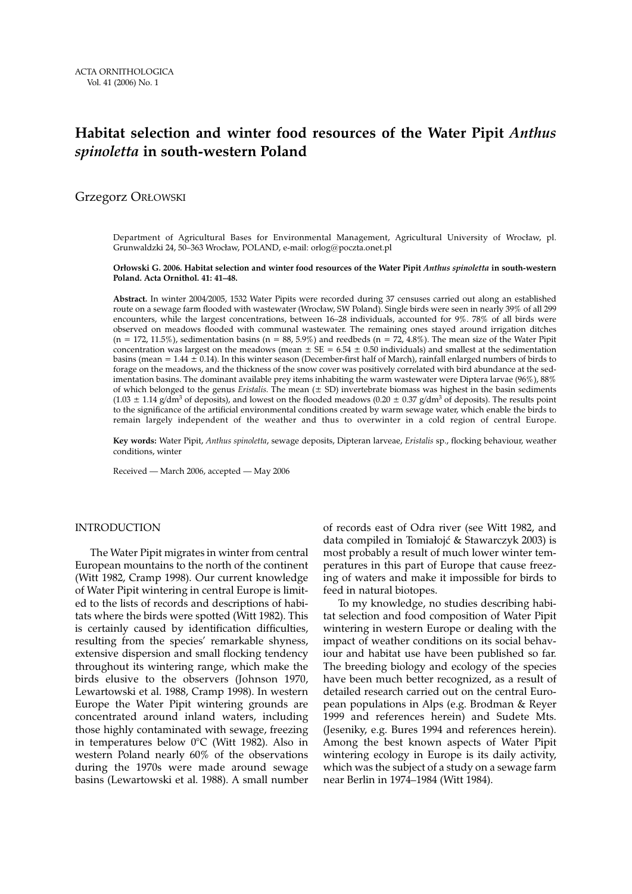ACTA ORNITHOLOGICA
Vol. 41 (2006) No. 1

# Habitat selection and winter food resources of the Water Pipit *Anthus spinoletta* in south-western Poland

Grzegorz ORŁOWSKI

Department of Agricultural Bases for Environmental Management, Agricultural University of Wrocław, pl. Grunwaldzki 24, 50–363 Wrocław, POLAND, e-mail: orlog@poczta.onet.pl

**Orłowski G. 2006. Habitat selection and winter food resources of the Water Pipit *Anthus spinoletta* in south-western Poland. Acta Ornithol. 41: 41–48.**

**Abstract.** In winter 2004/2005, 1532 Water Pipits were recorded during 37 censuses carried out along an established route on a sewage farm flooded with wastewater (Wrocław, SW Poland). Single birds were seen in nearly 39% of all 299 encounters, while the largest concentrations, between 16–28 individuals, accounted for 9%. 78% of all birds were observed on meadows flooded with communal wastewater. The remaining ones stayed around irrigation ditches (n = 172, 11.5%), sedimentation basins (n = 88, 5.9%) and reedbeds (n = 72, 4.8%). The mean size of the Water Pipit concentration was largest on the meadows (mean ± SE = 6.54 ± 0.50 individuals) and smallest at the sedimentation basins (mean = 1.44 ± 0.14). In this winter season (December-first half of March), rainfall enlarged numbers of birds to forage on the meadows, and the thickness of the snow cover was positively correlated with bird abundance at the sedimentation basins. The dominant available prey items inhabiting the warm wastewater were Diptera larvae (96%), 88% of which belonged to the genus *Eristalis*. The mean (± SD) invertebrate biomass was highest in the basin sediments (1.03 ± 1.14 g/dm$^3$ of deposits), and lowest on the flooded meadows (0.20 ± 0.37 g/dm$^3$ of deposits). The results point to the significance of the artificial environmental conditions created by warm sewage water, which enable the birds to remain largely independent of the weather and thus to overwinter in a cold region of central Europe.

**Key words:** Water Pipit, *Anthus spinoletta*, sewage deposits, Dipteran larveae, *Eristalis* sp., flocking behaviour, weather conditions, winter

Received — March 2006, accepted — May 2006

## INTRODUCTION

The Water Pipit migrates in winter from central European mountains to the north of the continent (Witt 1982, Cramp 1998). Our current knowledge of Water Pipit wintering in central Europe is limited to the lists of records and descriptions of habitats where the birds were spotted (Witt 1982). This is certainly caused by identification difficulties, resulting from the species' remarkable shyness, extensive dispersion and small flocking tendency throughout its wintering range, which make the birds elusive to the observers (Johnson 1970, Lewartowski et al. 1988, Cramp 1998). In western Europe the Water Pipit wintering grounds are concentrated around inland waters, including those highly contaminated with sewage, freezing in temperatures below 0°C (Witt 1982). Also in western Poland nearly 60% of the observations during the 1970s were made around sewage basins (Lewartowski et al. 1988). A small number of records east of Odra river (see Witt 1982, and data compiled in Tomiałojć & Stawarczyk 2003) is most probably a result of much lower winter temperatures in this part of Europe that cause freezing of waters and make it impossible for birds to feed in natural biotopes.

To my knowledge, no studies describing habitat selection and food composition of Water Pipit wintering in western Europe or dealing with the impact of weather conditions on its social behaviour and habitat use have been published so far. The breeding biology and ecology of the species have been much better recognized, as a result of detailed research carried out on the central European populations in Alps (e.g. Brodman & Reyer 1999 and references herein) and Sudete Mts. (Jeseniky, e.g. Bures 1994 and references herein). Among the best known aspects of Water Pipit wintering ecology in Europe is its daily activity, which was the subject of a study on a sewage farm near Berlin in 1974–1984 (Witt 1984).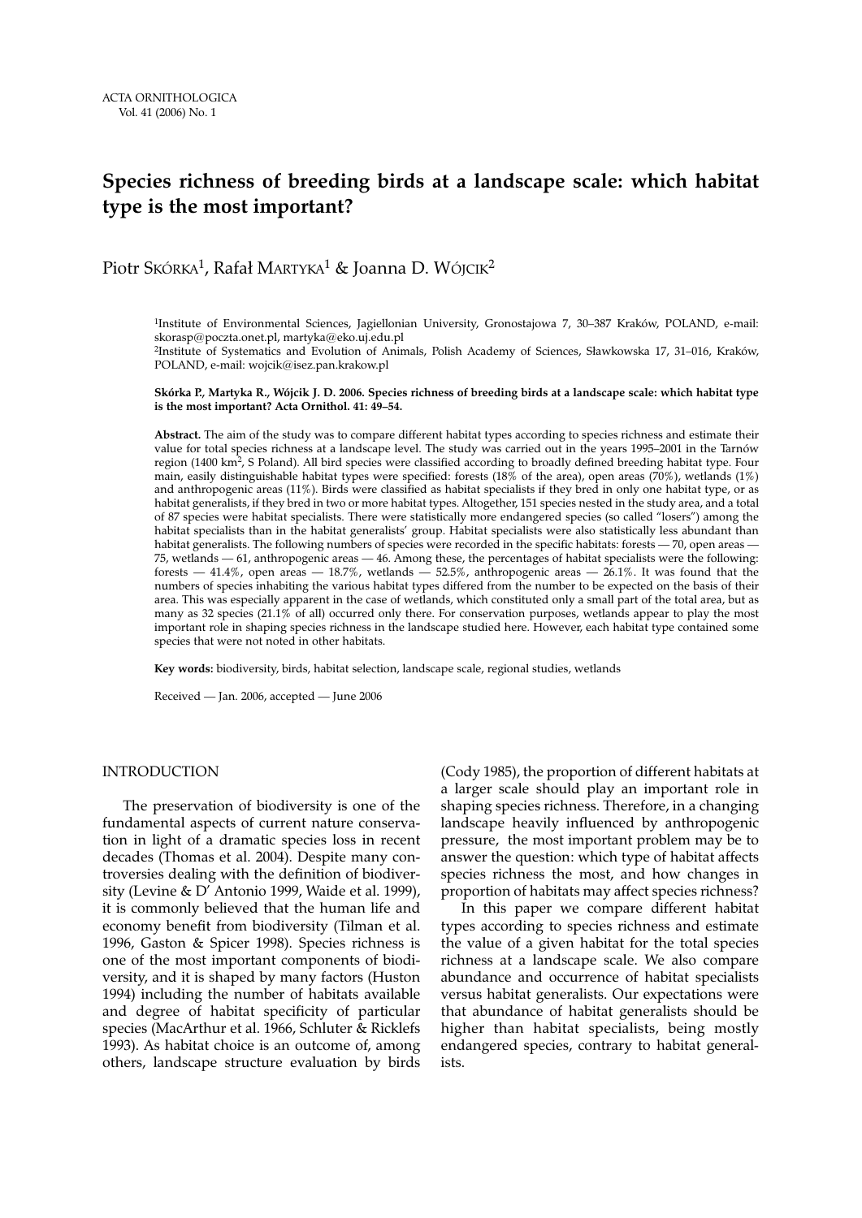# Species richness of breeding birds at a landscape scale: which habitat type is the most important?

Piotr Skórka[1], Rafał Martyka[1] & Joanna D. Wójcik[2]

[1]Institute of Environmental Sciences, Jagiellonian University, Gronostajowa 7, 30–387 Kraków, POLAND, e-mail: skorasp@poczta.onet.pl, martyka@eko.uj.edu.pl

[2]Institute of Systematics and Evolution of Animals, Polish Academy of Sciences, Sławkowska 17, 31–016, Kraków, POLAND, e-mail: wojcik@isez.pan.krakow.pl

**Skórka P., Martyka R., Wójcik J. D. 2006. Species richness of breeding birds at a landscape scale: which habitat type is the most important? Acta Ornithol. 41: 49–54.**

**Abstract.** The aim of the study was to compare different habitat types according to species richness and estimate their value for total species richness at a landscape level. The study was carried out in the years 1995–2001 in the Tarnów region (1400 km$^2$, S Poland). All bird species were classified according to broadly defined breeding habitat type. Four main, easily distinguishable habitat types were specified: forests (18% of the area), open areas (70%), wetlands (1%) and anthropogenic areas (11%). Birds were classified as habitat specialists if they bred in only one habitat type, or as habitat generalists, if they bred in two or more habitat types. Altogether, 151 species nested in the study area, and a total of 87 species were habitat specialists. There were statistically more endangered species (so called "losers") among the habitat specialists than in the habitat generalists' group. Habitat specialists were also statistically less abundant than habitat generalists. The following numbers of species were recorded in the specific habitats: forests — 70, open areas — 75, wetlands — 61, anthropogenic areas — 46. Among these, the percentages of habitat specialists were the following: forests — 41.4%, open areas — 18.7%, wetlands — 52.5%, anthropogenic areas — 26.1%. It was found that the numbers of species inhabiting the various habitat types differed from the number to be expected on the basis of their area. This was especially apparent in the case of wetlands, which constituted only a small part of the total area, but as many as 32 species (21.1% of all) occurred only there. For conservation purposes, wetlands appear to play the most important role in shaping species richness in the landscape studied here. However, each habitat type contained some species that were not noted in other habitats.

**Key words:** biodiversity, birds, habitat selection, landscape scale, regional studies, wetlands

Received — Jan. 2006, accepted — June 2006

## INTRODUCTION

The preservation of biodiversity is one of the fundamental aspects of current nature conservation in light of a dramatic species loss in recent decades (Thomas et al. 2004). Despite many controversies dealing with the definition of biodiversity (Levine & D' Antonio 1999, Waide et al. 1999), it is commonly believed that the human life and economy benefit from biodiversity (Tilman et al. 1996, Gaston & Spicer 1998). Species richness is one of the most important components of biodiversity, and it is shaped by many factors (Huston 1994) including the number of habitats available and degree of habitat specificity of particular species (MacArthur et al. 1966, Schluter & Ricklefs 1993). As habitat choice is an outcome of, among others, landscape structure evaluation by birds (Cody 1985), the proportion of different habitats at a larger scale should play an important role in shaping species richness. Therefore, in a changing landscape heavily influenced by anthropogenic pressure, the most important problem may be to answer the question: which type of habitat affects species richness the most, and how changes in proportion of habitats may affect species richness?

In this paper we compare different habitat types according to species richness and estimate the value of a given habitat for the total species richness at a landscape scale. We also compare abundance and occurrence of habitat specialists versus habitat generalists. Our expectations were that abundance of habitat generalists should be higher than habitat specialists, being mostly endangered species, contrary to habitat generalists.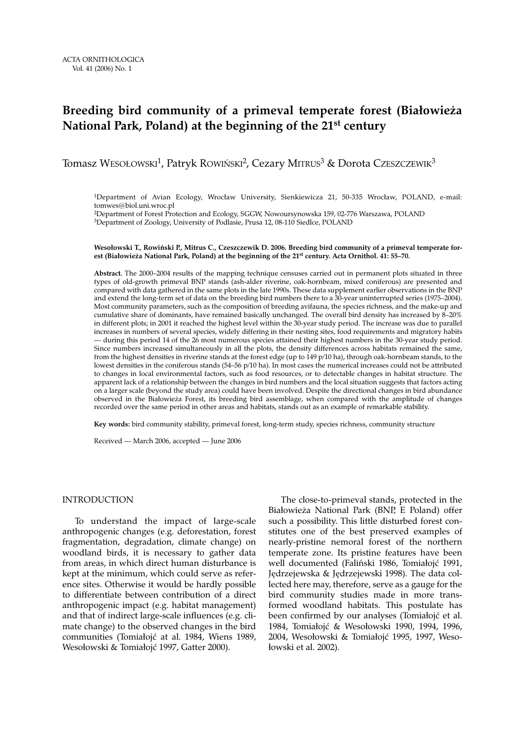# Breeding bird community of a primeval temperate forest (Białowieża National Park, Poland) at the beginning of the 21[st] century

Tomasz Wesołowski[1], Patryk Rowiński[2], Cezary Mitrus[3] & Dorota Czeszczewik[3]

[1]Department of Avian Ecology, Wrocław University, Sienkiewicza 21, 50-335 Wrocław, POLAND, e-mail: tomwes@biol.uni.wroc.pl
[2]Department of Forest Protection and Ecology, SGGW, Nowoursynowska 159, 02-776 Warszawa, POLAND
[3]Department of Zoology, University of Podlasie, Prusa 12, 08-110 Siedlce, POLAND

**Wesołowski T., Rowiński P., Mitrus C., Czeszczewik D. 2006. Breeding bird community of a primeval temperate forest (Białowieża National Park, Poland) at the beginning of the 21[st] century. Acta Ornithol. 41: 55–70.**

**Abstract.** The 2000–2004 results of the mapping technique censuses carried out in permanent plots situated in three types of old-growth primeval BNP stands (ash-alder riverine, oak-hornbeam, mixed coniferous) are presented and compared with data gathered in the same plots in the late 1990s. These data supplement earlier observations in the BNP and extend the long-term set of data on the breeding bird numbers there to a 30-year uninterrupted series (1975–2004). Most community parameters, such as the composition of breeding avifauna, the species richness, and the make-up and cumulative share of dominants, have remained basically unchanged. The overall bird density has increased by 8–20% in different plots; in 2001 it reached the highest level within the 30-year study period. The increase was due to parallel increases in numbers of several species, widely differing in their nesting sites, food requirements and migratory habits — during this period 14 of the 26 most numerous species attained their highest numbers in the 30-year study period. Since numbers increased simultaneously in all the plots, the density differences across habitats remained the same, from the highest densities in riverine stands at the forest edge (up to 149 p/10 ha), through oak-hornbeam stands, to the lowest densities in the coniferous stands (54–56 p/10 ha). In most cases the numerical increases could not be attributed to changes in local environmental factors, such as food resources, or to detectable changes in habitat structure. The apparent lack of a relationship between the changes in bird numbers and the local situation suggests that factors acting on a larger scale (beyond the study area) could have been involved. Despite the directional changes in bird abundance observed in the Białowieża Forest, its breeding bird assemblage, when compared with the amplitude of changes recorded over the same period in other areas and habitats, stands out as an example of remarkable stability.

**Key words:** bird community stability, primeval forest, long-term study, species richness, community structure

Received — March 2006, accepted — June 2006

## INTRODUCTION

To understand the impact of large-scale anthropogenic changes (e.g. deforestation, forest fragmentation, degradation, climate change) on woodland birds, it is necessary to gather data from areas, in which direct human disturbance is kept at the minimum, which could serve as reference sites. Otherwise it would be hardly possible to differentiate between contribution of a direct anthropogenic impact (e.g. habitat management) and that of indirect large-scale influences (e.g. climate change) to the observed changes in the bird communities (Tomiałojć at al. 1984, Wiens 1989, Wesołowski & Tomiałojć 1997, Gatter 2000).

The close-to-primeval stands, protected in the Białowieża National Park (BNP, E Poland) offer such a possibility. This little disturbed forest constitutes one of the best preserved examples of nearly-pristine nemoral forest of the northern temperate zone. Its pristine features have been well documented (Faliński 1986, Tomiałojć 1991, Jędrzejewska & Jędrzejewski 1998). The data collected here may, therefore, serve as a gauge for the bird community studies made in more transformed woodland habitats. This postulate has been confirmed by our analyses (Tomiałojć et al. 1984, Tomiałojć & Wesołowski 1990, 1994, 1996, 2004, Wesołowski & Tomiałojć 1995, 1997, Wesołowski et al. 2002).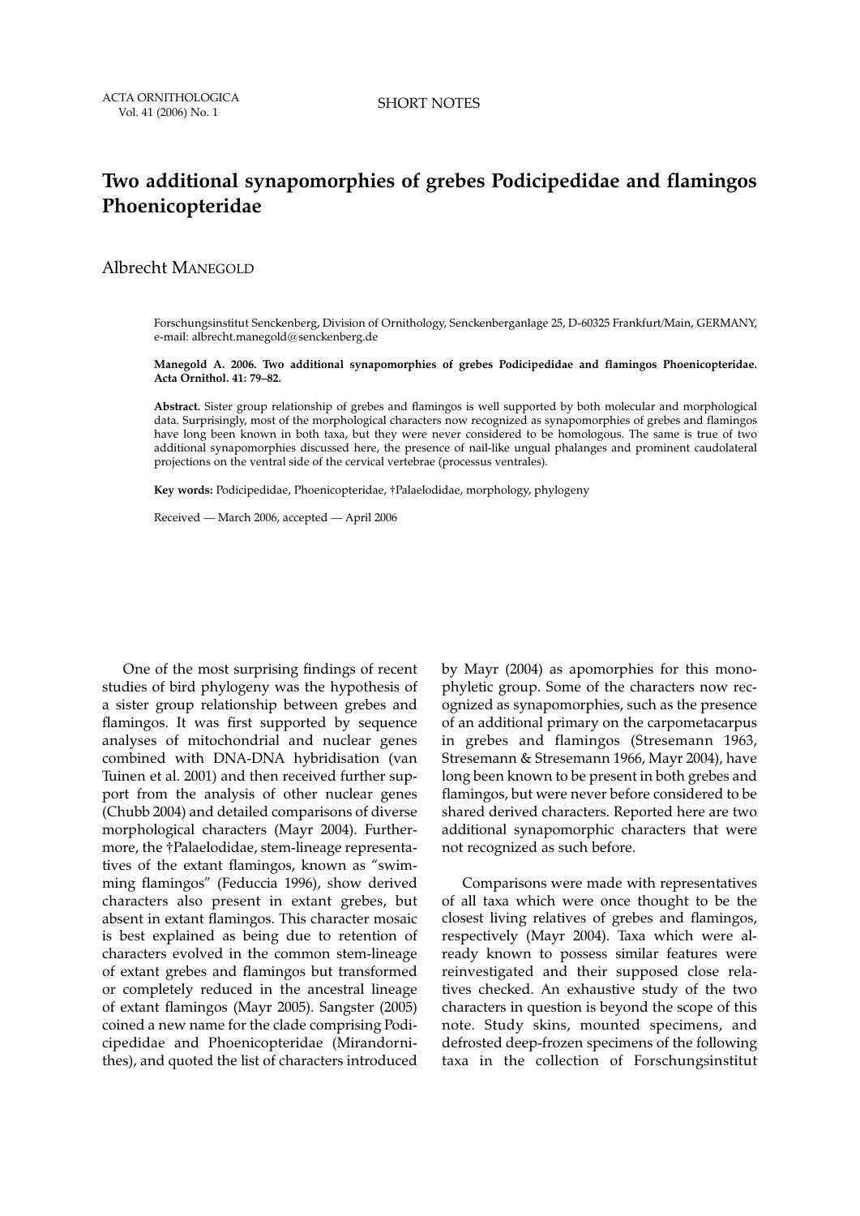SHORT NOTES

# Two additional synapomorphies of grebes Podicipedidae and flamingos Phoenicopteridae

Albrecht MANEGOLD

Forschungsinstitut Senckenberg, Division of Ornithology, Senckenberganlage 25, D-60325 Frankfurt/Main, GERMANY, e-mail: albrecht.manegold@senckenberg.de

**Manegold A. 2006. Two additional synapomorphies of grebes Podicipedidae and flamingos Phoenicopteridae. Acta Ornithol. 41: 79–82.**

**Abstract.** Sister group relationship of grebes and flamingos is well supported by both molecular and morphological data. Surprisingly, most of the morphological characters now recognized as synapomorphies of grebes and flamingos have long been known in both taxa, but they were never considered to be homologous. The same is true of two additional synapomorphies discussed here, the presence of nail-like ungual phalanges and prominent caudolateral projections on the ventral side of the cervical vertebrae (processus ventrales).

**Key words:** Podicipedidae, Phoenicopteridae, †Palaelodidae, morphology, phylogeny

Received — March 2006, accepted — April 2006

One of the most surprising findings of recent studies of bird phylogeny was the hypothesis of a sister group relationship between grebes and flamingos. It was first supported by sequence analyses of mitochondrial and nuclear genes combined with DNA-DNA hybridisation (van Tuinen et al. 2001) and then received further support from the analysis of other nuclear genes (Chubb 2004) and detailed comparisons of diverse morphological characters (Mayr 2004). Furthermore, the †Palaelodidae, stem-lineage representatives of the extant flamingos, known as "swimming flamingos" (Feduccia 1996), show derived characters also present in extant grebes, but absent in extant flamingos. This character mosaic is best explained as being due to retention of characters evolved in the common stem-lineage of extant grebes and flamingos but transformed or completely reduced in the ancestral lineage of extant flamingos (Mayr 2005). Sangster (2005) coined a new name for the clade comprising Podicipedidae and Phoenicopteridae (Mirandornithes), and quoted the list of characters introduced by Mayr (2004) as apomorphies for this monophyletic group. Some of the characters now recognized as synapomorphies, such as the presence of an additional primary on the carpometacarpus in grebes and flamingos (Stresemann 1963, Stresemann & Stresemann 1966, Mayr 2004), have long been known to be present in both grebes and flamingos, but were never before considered to be shared derived characters. Reported here are two additional synapomorphic characters that were not recognized as such before.

Comparisons were made with representatives of all taxa which were once thought to be the closest living relatives of grebes and flamingos, respectively (Mayr 2004). Taxa which were already known to possess similar features were reinvestigated and their supposed close relatives checked. An exhaustive study of the two characters in question is beyond the scope of this note. Study skins, mounted specimens, and defrosted deep-frozen specimens of the following taxa in the collection of Forschungsinstitut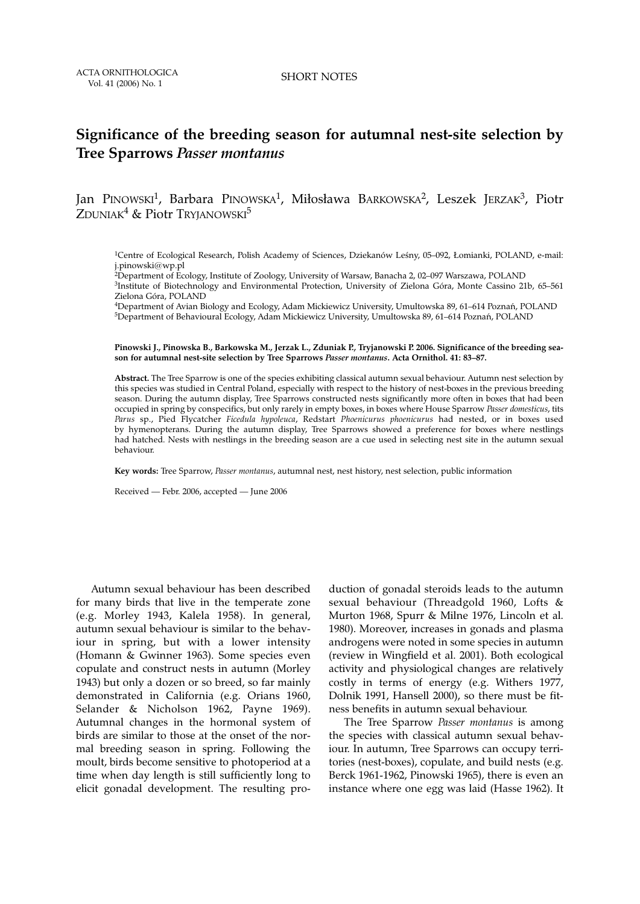SHORT NOTES

# Significance of the breeding season for autumnal nest-site selection by Tree Sparrows *Passer montanus*

Jan Pinowski[1], Barbara Pinowska[1], Miłosława Barkowska[2], Leszek Jerzak[3], Piotr Zduniak[4] & Piotr Tryjanowski[5]

[1]Centre of Ecological Research, Polish Academy of Sciences, Dziekanów Leśny, 05–092, Łomianki, POLAND, e-mail: j.pinowski@wp.pl
[2]Department of Ecology, Institute of Zoology, University of Warsaw, Banacha 2, 02–097 Warszawa, POLAND
[3]Institute of Biotechnology and Environmental Protection, University of Zielona Góra, Monte Cassino 21b, 65–561 Zielona Góra, POLAND
[4]Department of Avian Biology and Ecology, Adam Mickiewicz University, Umultowska 89, 61–614 Poznań, POLAND
[5]Department of Behavioural Ecology, Adam Mickiewicz University, Umultowska 89, 61–614 Poznań, POLAND

**Pinowski J., Pinowska B., Barkowska M., Jerzak L., Zduniak P., Tryjanowski P. 2006. Significance of the breeding season for autumnal nest-site selection by Tree Sparrows *Passer montanus*. Acta Ornithol. 41: 83–87.**

**Abstract.** The Tree Sparrow is one of the species exhibiting classical autumn sexual behaviour. Autumn nest selection by this species was studied in Central Poland, especially with respect to the history of nest-boxes in the previous breeding season. During the autumn display, Tree Sparrows constructed nests significantly more often in boxes that had been occupied in spring by conspecifics, but only rarely in empty boxes, in boxes where House Sparrow *Passer domesticus*, tits *Parus* sp., Pied Flycatcher *Ficedula hypoleuca*, Redstart *Phoenicurus phoenicurus* had nested, or in boxes used by hymenopterans. During the autumn display, Tree Sparrows showed a preference for boxes where nestlings had hatched. Nests with nestlings in the breeding season are a cue used in selecting nest site in the autumn sexual behaviour.

**Key words:** Tree Sparrow, *Passer montanus*, autumnal nest, nest history, nest selection, public information

Received — Febr. 2006, accepted — June 2006

Autumn sexual behaviour has been described for many birds that live in the temperate zone (e.g. Morley 1943, Kalela 1958). In general, autumn sexual behaviour is similar to the behaviour in spring, but with a lower intensity (Homann & Gwinner 1963). Some species even copulate and construct nests in autumn (Morley 1943) but only a dozen or so breed, so far mainly demonstrated in California (e.g. Orians 1960, Selander & Nicholson 1962, Payne 1969). Autumnal changes in the hormonal system of birds are similar to those at the onset of the normal breeding season in spring. Following the moult, birds become sensitive to photoperiod at a time when day length is still sufficiently long to elicit gonadal development. The resulting production of gonadal steroids leads to the autumn sexual behaviour (Threadgold 1960, Lofts & Murton 1968, Spurr & Milne 1976, Lincoln et al. 1980). Moreover, increases in gonads and plasma androgens were noted in some species in autumn (review in Wingfield et al. 2001). Both ecological activity and physiological changes are relatively costly in terms of energy (e.g. Withers 1977, Dolnik 1991, Hansell 2000), so there must be fitness benefits in autumn sexual behaviour.

The Tree Sparrow *Passer montanus* is among the species with classical autumn sexual behaviour. In autumn, Tree Sparrows can occupy territories (nest-boxes), copulate, and build nests (e.g. Berck 1961-1962, Pinowski 1965), there is even an instance where one egg was laid (Hasse 1962). It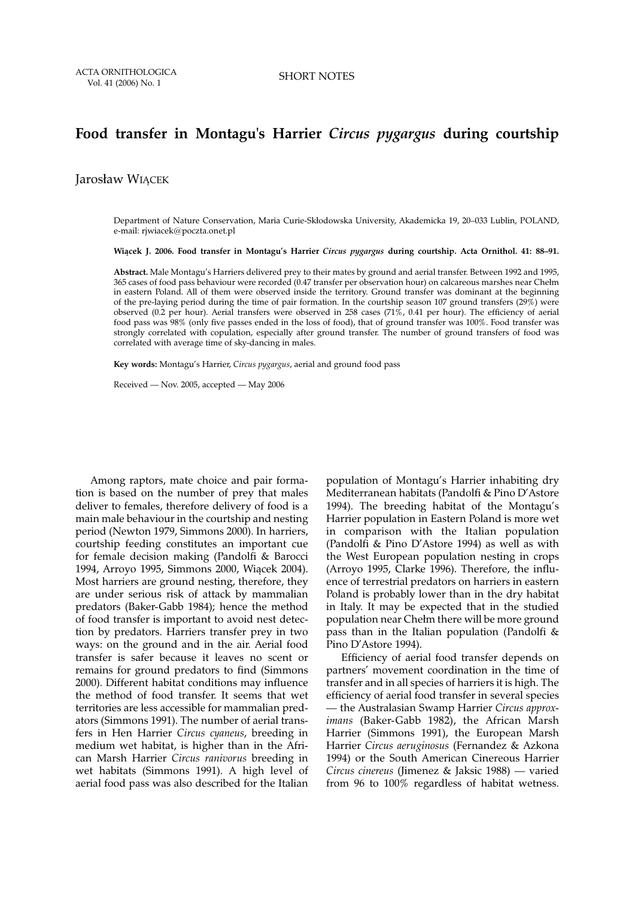SHORT NOTES

# Food transfer in Montagu's Harrier *Circus pygargus* during courtship

Jarosław WIĄCEK

Department of Nature Conservation, Maria Curie-Skłodowska University, Akademicka 19, 20–033 Lublin, POLAND, e-mail: rjwiacek@poczta.onet.pl

**Wiącek J. 2006. Food transfer in Montagu's Harrier *Circus pygargus* during courtship. Acta Ornithol. 41: 88–91.**

**Abstract.** Male Montagu's Harriers delivered prey to their mates by ground and aerial transfer. Between 1992 and 1995, 365 cases of food pass behaviour were recorded (0.47 transfer per observation hour) on calcareous marshes near Chełm in eastern Poland. All of them were observed inside the territory. Ground transfer was dominant at the beginning of the pre-laying period during the time of pair formation. In the courtship season 107 ground transfers (29%) were observed (0.2 per hour). Aerial transfers were observed in 258 cases (71%, 0.41 per hour). The efficiency of aerial food pass was 98% (only five passes ended in the loss of food), that of ground transfer was 100%. Food transfer was strongly correlated with copulation, especially after ground transfer. The number of ground transfers of food was correlated with average time of sky-dancing in males.

**Key words:** Montagu's Harrier, *Circus pygargus*, aerial and ground food pass

Received — Nov. 2005, accepted — May 2006

Among raptors, mate choice and pair formation is based on the number of prey that males deliver to females, therefore delivery of food is a main male behaviour in the courtship and nesting period (Newton 1979, Simmons 2000). In harriers, courtship feeding constitutes an important cue for female decision making (Pandolfi & Barocci 1994, Arroyo 1995, Simmons 2000, Wiącek 2004). Most harriers are ground nesting, therefore, they are under serious risk of attack by mammalian predators (Baker-Gabb 1984); hence the method of food transfer is important to avoid nest detection by predators. Harriers transfer prey in two ways: on the ground and in the air. Aerial food transfer is safer because it leaves no scent or remains for ground predators to find (Simmons 2000). Different habitat conditions may influence the method of food transfer. It seems that wet territories are less accessible for mammalian predators (Simmons 1991). The number of aerial transfers in Hen Harrier *Circus cyaneus*, breeding in medium wet habitat, is higher than in the African Marsh Harrier *Circus ranivorus* breeding in wet habitats (Simmons 1991). A high level of aerial food pass was also described for the Italian population of Montagu's Harrier inhabiting dry Mediterranean habitats (Pandolfi & Pino D'Astore 1994). The breeding habitat of the Montagu's Harrier population in Eastern Poland is more wet in comparison with the Italian population (Pandolfi & Pino D'Astore 1994) as well as with the West European population nesting in crops (Arroyo 1995, Clarke 1996). Therefore, the influence of terrestrial predators on harriers in eastern Poland is probably lower than in the dry habitat in Italy. It may be expected that in the studied population near Chełm there will be more ground pass than in the Italian population (Pandolfi & Pino D'Astore 1994).

Efficiency of aerial food transfer depends on partners' movement coordination in the time of transfer and in all species of harriers it is high. The efficiency of aerial food transfer in several species — the Australasian Swamp Harrier *Circus approximans* (Baker-Gabb 1982), the African Marsh Harrier (Simmons 1991), the European Marsh Harrier *Circus aeruginosus* (Fernandez & Azkona 1994) or the South American Cinereous Harrier *Circus cinereus* (Jimenez & Jaksic 1988) — varied from 96 to 100% regardless of habitat wetness.